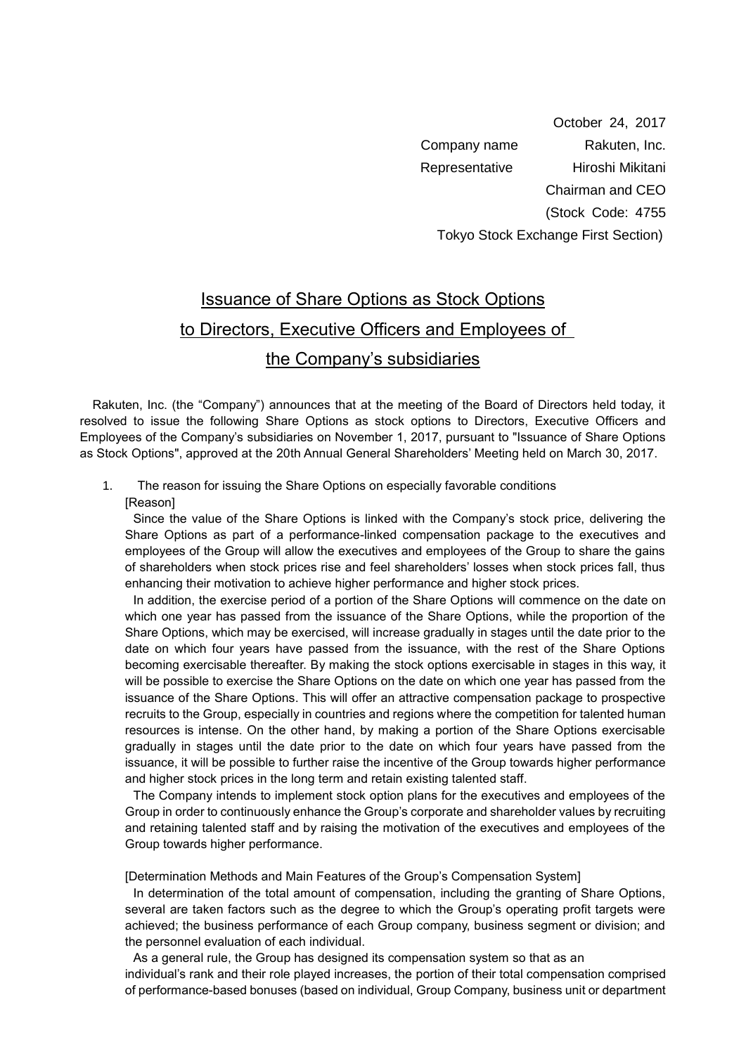October 24, 2017

Company name Rakuten, Inc.

Representative Hiroshi Mikitani

Chairman and CEO

(Stock Code: 4755

Tokyo Stock Exchange First Section)

# Issuance of Share Options as Stock Options to Directors, Executive Officers and Employees of the Company's subsidiaries

Rakuten, Inc. (the "Company") announces that at the meeting of the Board of Directors held today, it resolved to issue the following Share Options as stock options to Directors, Executive Officers and Employees of the Company's subsidiaries on November 1, 2017, pursuant to "Issuance of Share Options as Stock Options", approved at the 20th Annual General Shareholders' Meeting held on March 30, 2017.

1. The reason for issuing the Share Options on especially favorable conditions

[Reason]

Since the value of the Share Options is linked with the Company's stock price, delivering the Share Options as part of a performance-linked compensation package to the executives and employees of the Group will allow the executives and employees of the Group to share the gains of shareholders when stock prices rise and feel shareholders' losses when stock prices fall, thus enhancing their motivation to achieve higher performance and higher stock prices.

In addition, the exercise period of a portion of the Share Options will commence on the date on which one year has passed from the issuance of the Share Options, while the proportion of the Share Options, which may be exercised, will increase gradually in stages until the date prior to the date on which four years have passed from the issuance, with the rest of the Share Options becoming exercisable thereafter. By making the stock options exercisable in stages in this way, it will be possible to exercise the Share Options on the date on which one year has passed from the issuance of the Share Options. This will offer an attractive compensation package to prospective recruits to the Group, especially in countries and regions where the competition for talented human resources is intense. On the other hand, by making a portion of the Share Options exercisable gradually in stages until the date prior to the date on which four years have passed from the issuance, it will be possible to further raise the incentive of the Group towards higher performance and higher stock prices in the long term and retain existing talented staff.

The Company intends to implement stock option plans for the executives and employees of the Group in order to continuously enhance the Group's corporate and shareholder values by recruiting and retaining talented staff and by raising the motivation of the executives and employees of the Group towards higher performance.

[Determination Methods and Main Features of the Group's Compensation System]

In determination of the total amount of compensation, including the granting of Share Options, several are taken factors such as the degree to which the Group's operating profit targets were achieved; the business performance of each Group company, business segment or division; and the personnel evaluation of each individual.

As a general rule, the Group has designed its compensation system so that as an individual's rank and their role played increases, the portion of their total compensation comprised of performance-based bonuses (based on individual, Group Company, business unit or department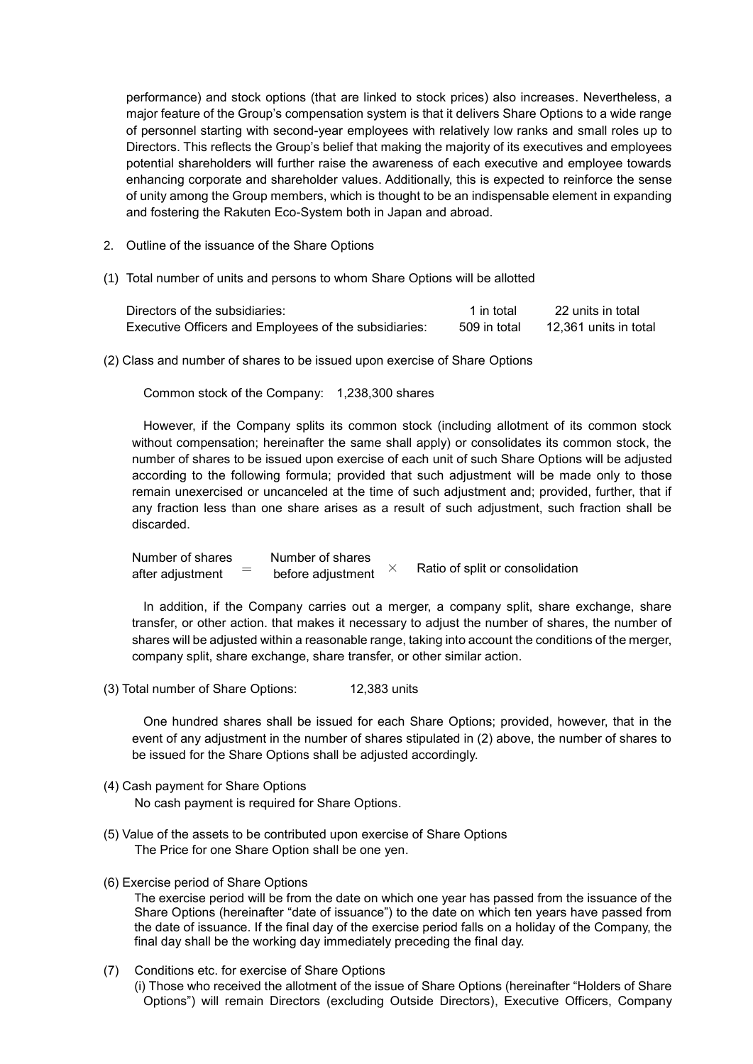performance) and stock options (that are linked to stock prices) also increases. Nevertheless, a major feature of the Group's compensation system is that it delivers Share Options to a wide range of personnel starting with second-year employees with relatively low ranks and small roles up to Directors. This reflects the Group's belief that making the majority of its executives and employees potential shareholders will further raise the awareness of each executive and employee towards enhancing corporate and shareholder values. Additionally, this is expected to reinforce the sense of unity among the Group members, which is thought to be an indispensable element in expanding and fostering the Rakuten Eco-System both in Japan and abroad.

2. Outline of the issuance of the Share Options

(1) Total number of units and persons to whom Share Options will be allotted

| | | |
|---|---|---|
| Directors of the subsidiaries: | 1 in total | 22 units in total |
| Executive Officers and Employees of the subsidiaries: | 509 in total | 12,361 units in total |

(2) Class and number of shares to be issued upon exercise of Share Options

Common stock of the Company: 1,238,300 shares

However, if the Company splits its common stock (including allotment of its common stock without compensation; hereinafter the same shall apply) or consolidates its common stock, the number of shares to be issued upon exercise of each unit of such Share Options will be adjusted according to the following formula; provided that such adjustment will be made only to those remain unexercised or uncanceled at the time of such adjustment and; provided, further, that if any fraction less than one share arises as a result of such adjustment, such fraction shall be discarded.

$$\text{Number of shares after adjustment} = \text{Number of shares before adjustment} \times \text{Ratio of split or consolidation}$$

In addition, if the Company carries out a merger, a company split, share exchange, share transfer, or other action. that makes it necessary to adjust the number of shares, the number of shares will be adjusted within a reasonable range, taking into account the conditions of the merger, company split, share exchange, share transfer, or other similar action.

(3) Total number of Share Options: 12,383 units

One hundred shares shall be issued for each Share Options; provided, however, that in the event of any adjustment in the number of shares stipulated in (2) above, the number of shares to be issued for the Share Options shall be adjusted accordingly.

(4) Cash payment for Share Options

No cash payment is required for Share Options.

(5) Value of the assets to be contributed upon exercise of Share Options

The Price for one Share Option shall be one yen.

(6) Exercise period of Share Options

The exercise period will be from the date on which one year has passed from the issuance of the Share Options (hereinafter "date of issuance") to the date on which ten years have passed from the date of issuance. If the final day of the exercise period falls on a holiday of the Company, the final day shall be the working day immediately preceding the final day.

(7) Conditions etc. for exercise of Share Options

(i) Those who received the allotment of the issue of Share Options (hereinafter "Holders of Share Options") will remain Directors (excluding Outside Directors), Executive Officers, Company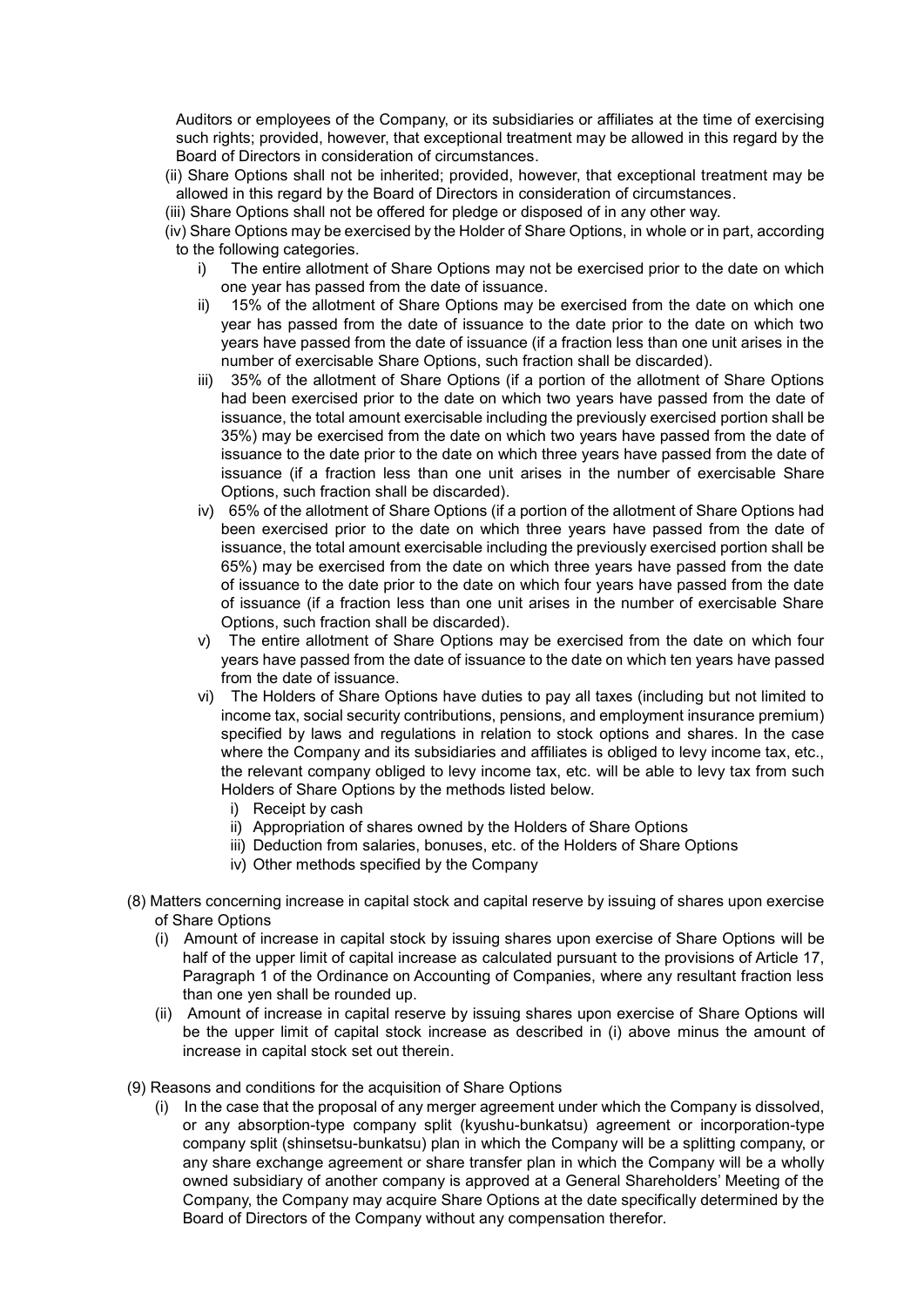Auditors or employees of the Company, or its subsidiaries or affiliates at the time of exercising such rights; provided, however, that exceptional treatment may be allowed in this regard by the Board of Directors in consideration of circumstances.

(ii) Share Options shall not be inherited; provided, however, that exceptional treatment may be allowed in this regard the Board of Directors in consideration of circumstances.

(iii) Share Options shall not be offered for pledge or disposed of in any other way.

(iv) Share Options may be exercised by the Holder of Share Options, in whole or in part, according to the following categories.

i) The entire allotment of Share Options may not be exercised prior to the date on which one year has passed from the date of issuance.

ii) 15% of the allotment of Share Options may be exercised from the date on which one year has passed from the date of issuance to the date prior to the date on which two years have passed from the date of issuance (if a fraction less than one unit arises in the number of exercisable Share Options, such fraction shall be discarded).

iii) 35% of the allotment of Share Options (if a portion of the allotment of Share Options had been exercised prior to the date on which two years have passed from the date of issuance, the total amount exercisable including the previously exercised portion shall be 35%) may be exercised from the date on which two years have passed from the date of issuance to the date prior to the date on which three years have passed from the date of issuance (if a fraction less than one unit arises in the number of exercisable Share Options, such fraction shall be discarded).

iv) 65% of the allotment of Share Options (if a portion of the allotment of Share Options had been exercised prior to the date on which three years have passed from the date of issuance, the total amount exercisable including the previously exercised portion shall be 65%) may be exercised from the date on which three years have passed from the date of issuance to the date prior to the date on which four years have passed from the date of issuance (if a fraction less than one unit arises in the number of exercisable Share Options, such fraction shall be discarded).

v) The entire allotment of Share Options may be exercised from the date on which four years have passed from the date of issuance to the date on which ten years have passed from the date of issuance.

vi) The Holders of Share Options have duties to pay all taxes (including but not limited to income tax, social security contributions, pensions, and employment insurance premium) specified by laws and regulations in relation to stock options and shares. In the case where the Company and its subsidiaries and affiliates is obliged to levy income tax, etc., the relevant company obliged to levy income tax, etc. will be able to levy tax from such Holders of Share Options by the methods listed below.

i) Receipt by cash

ii) Appropriation of shares owned by the Holders of Share Options

iii) Deduction from salaries, bonuses, etc. of the Holders of Share Options

iv) Other methods specified by the Company

(8) Matters concerning increase in capital stock and capital reserve by issuing of shares upon exercise of Share Options

(i) Amount of increase in capital stock by issuing shares upon exercise of Share Options will be half of the upper limit of capital increase as calculated pursuant to the provisions of Article 17, Paragraph 1 of the Ordinance on Accounting of Companies, where any resultant fraction less than one yen shall be rounded up.

(ii) Amount of increase in capital reserve by issuing shares upon exercise of Share Options will be the upper limit of capital stock increase as described in (i) above minus the amount of increase in capital stock set out therein.

(9) Reasons and conditions for the acquisition of Share Options

(i) In the case that the proposal of any merger agreement under which the Company is dissolved, or any absorption-type company split (kyushu-bunkatsu) agreement or incorporation-type company split (shinsetsu-bunkatsu) plan in which the Company will be a splitting company, or any share exchange agreement or share transfer plan in which the Company will be a wholly owned subsidiary of another company is approved at a General Shareholders' Meeting of the Company, the Company may acquire Share Options at the date specifically determined by the Board of Directors of the Company without any compensation therefor.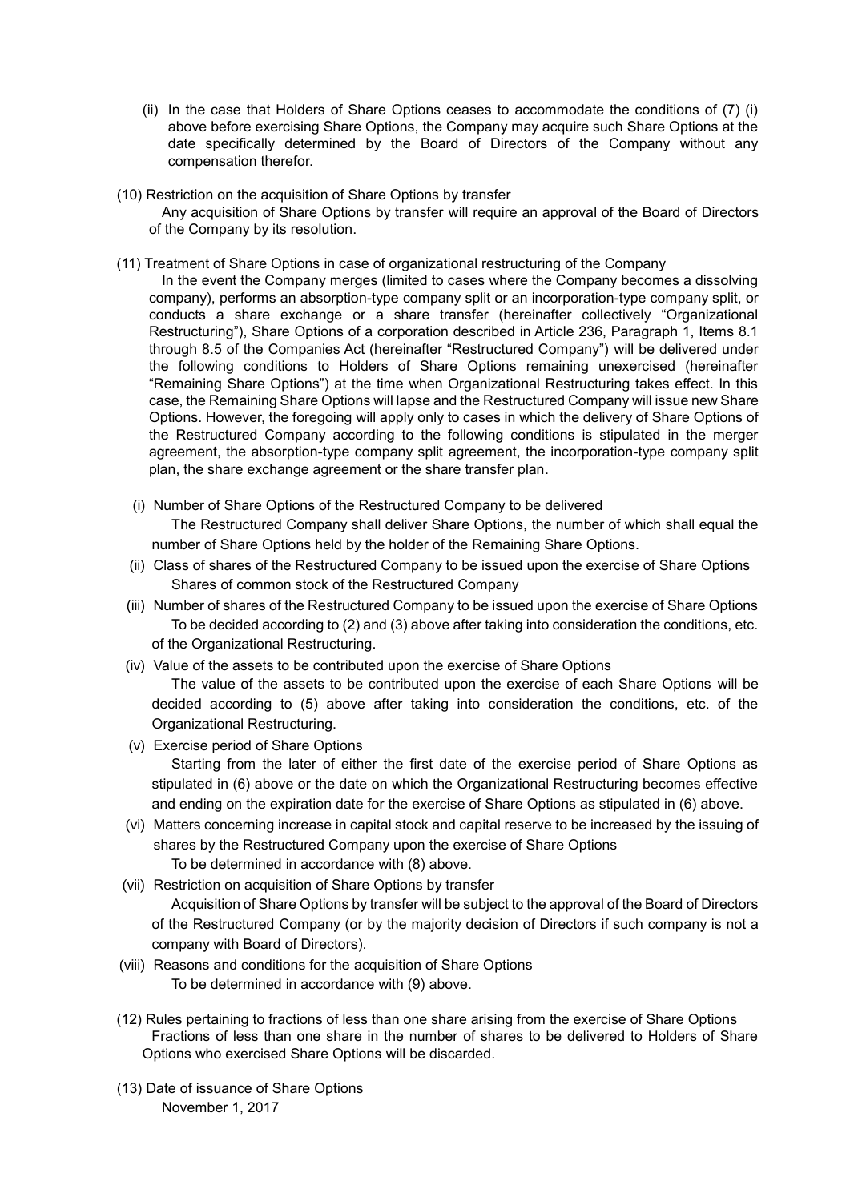(ii) In the case that Holders of Share Options ceases to accommodate the conditions of (7) (i) above before exercising Share Options, the Company may acquire such Share Options at the date specifically determined by the Board of Directors of the Company without any compensation therefor.

(10) Restriction on the acquisition of Share Options by transfer

Any acquisition of Share Options by transfer will require an approval of the Board of Directors of the Company by its resolution.

(11) Treatment of Share Options in case of organizational restructuring of the Company

In the event the Company merges (limited to cases where the Company becomes a dissolving company), performs an absorption-type company split or an incorporation-type company split, or conducts a share exchange or a share transfer (hereinafter collectively "Organizational Restructuring"), Share Options of a corporation described in Article 236, Paragraph 1, Items 8.1 through 8.5 of the Companies Act (hereinafter "Restructured Company") will be delivered under the following conditions to Holders of Share Options remaining unexercised (hereinafter "Remaining Share Options") at the time when Organizational Restructuring takes effect. In this case, the Remaining Share Options will lapse and the Restructured Company will issue new Share Options. However, the foregoing will apply only to cases in which the delivery of Share Options of the Restructured Company according to the following conditions is stipulated in the merger agreement, the absorption-type company split agreement, the incorporation-type company split plan, the share exchange agreement or the share transfer plan.

(i) Number of Share Options of the Restructured Company to be delivered

The Restructured Company shall deliver Share Options, the number of which shall equal the number of Share Options held by the holder of the Remaining Share Options.

(ii) Class of shares of the Restructured Company to be issued upon the exercise of Share Options

Shares of common stock of the Restructured Company

(iii) Number of shares of the Restructured Company to be issued upon the exercise of Share Options

To be decided according to (2) and (3) above after taking into consideration the conditions, etc. of the Organizational Restructuring.

(iv) Value of the assets to be contributed upon the exercise of Share Options

The value of the assets to be contributed upon the exercise of each Share Options will be decided according to (5) above after taking into consideration the conditions, etc. of the Organizational Restructuring.

(v) Exercise period of Share Options

Starting from the later of either the first date of the exercise period of Share Options as stipulated in (6) above or the date on which the Organizational Restructuring becomes effective and ending on the expiration date for the exercise of Share Options as stipulated in (6) above.

(vi) Matters concerning increase in capital stock and capital reserve to be increased by the issuing of shares by the Restructured Company upon the exercise of Share Options

To be determined in accordance with (8) above.

(vii) Restriction on acquisition of Share Options by transfer

Acquisition of Share Options by transfer will be subject to the approval of the Board of Directors of the Restructured Company (or by the majority decision of Directors if such company is not a company with Board of Directors).

(viii) Reasons and conditions for the acquisition of Share Options

To be determined in accordance with (9) above.

(12) Rules pertaining to fractions of less than one share arising from the exercise of Share Options

Fractions of less than one share in the number of shares to be delivered to Holders of Share Options who exercised Share Options will be discarded.

(13) Date of issuance of Share Options

November 1, 2017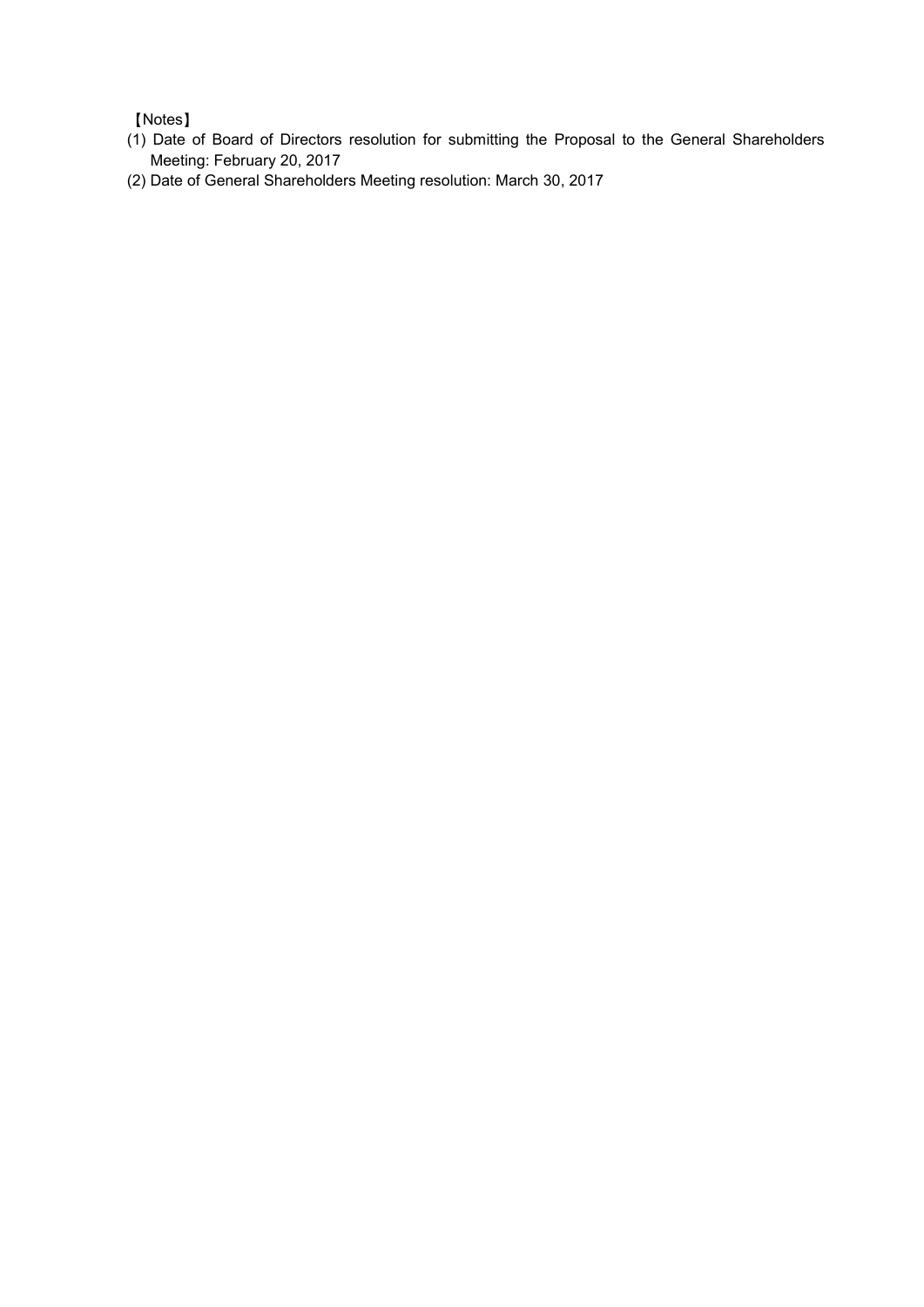【Notes】

(1) Date of Board of Directors resolution for submitting the Proposal to the General Shareholders Meeting: February 20, 2017

(2) Date of General Shareholders Meeting resolution: March 30, 2017